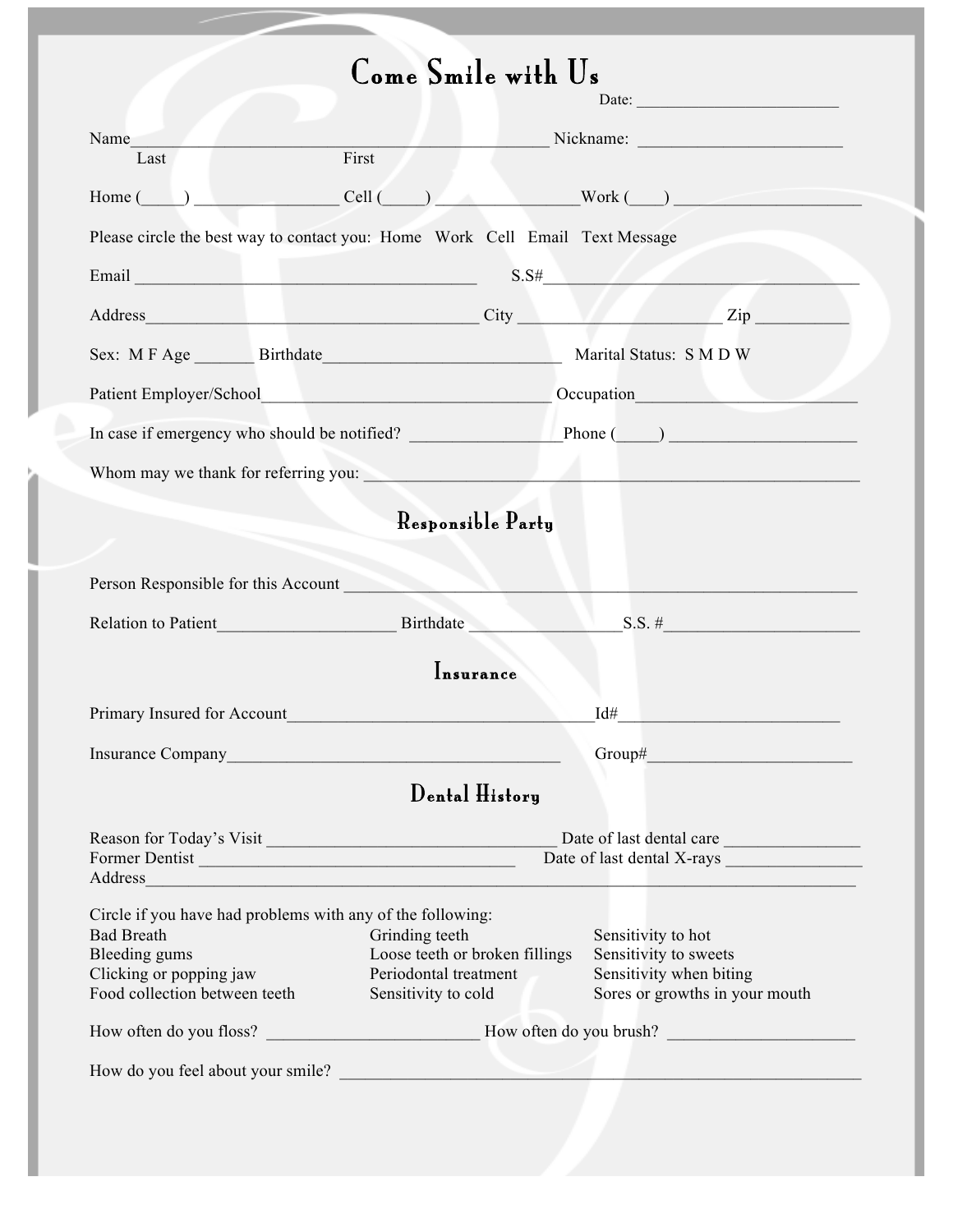# Come Smile with Us

Date: ________________________

Name_______________________________________________ Nickname: ________________________
Last First

Home (_____) ________________ Cell (_____) ________________Work (____) ______________________

Please circle the best way to contact you: Home Work Cell Email Text Message

Email ________________________________________ S.S#_____________________________________

Address_______________________________________ City _______________________ Zip __________

Sex: M F Age _______ Birthdate____________________________ Marital Status: S M D W

Patient Employer/School________________________________ Occupation________________________

In case if emergency who should be notified? ________________Phone (_____) _____________________

Whom may we thank for referring you: ________________________________________________________

## Responsible Party

Person Responsible for this Account __________________________________________________________

Relation to Patient____________________ Birthdate _________________S.S. #______________________

## Insurance

Primary Insured for Account___________________________________Id#_________________________

Insurance Company_____________________________________ Group#_______________________

## Dental History

Reason for Today's Visit __________________________________ Date of last dental care _______________
Former Dentist _____________________________________ Date of last dental X-rays _______________
Address_________________________________________________________________________________

Circle if you have had problems with any of the following:

- Bad Breath
- Bleeding gums
- Clicking or popping jaw
- Food collection between teeth
- Grinding teeth
- Loose teeth or broken fillings
- Periodontal treatment
- Sensitivity to cold
- Sensitivity to hot
- Sensitivity to sweets
- Sensitivity when biting
- Sores or growths in your mouth

How often do you floss? ________________________ How often do you brush? _____________________

How do you feel about your smile? ______________________________________________________________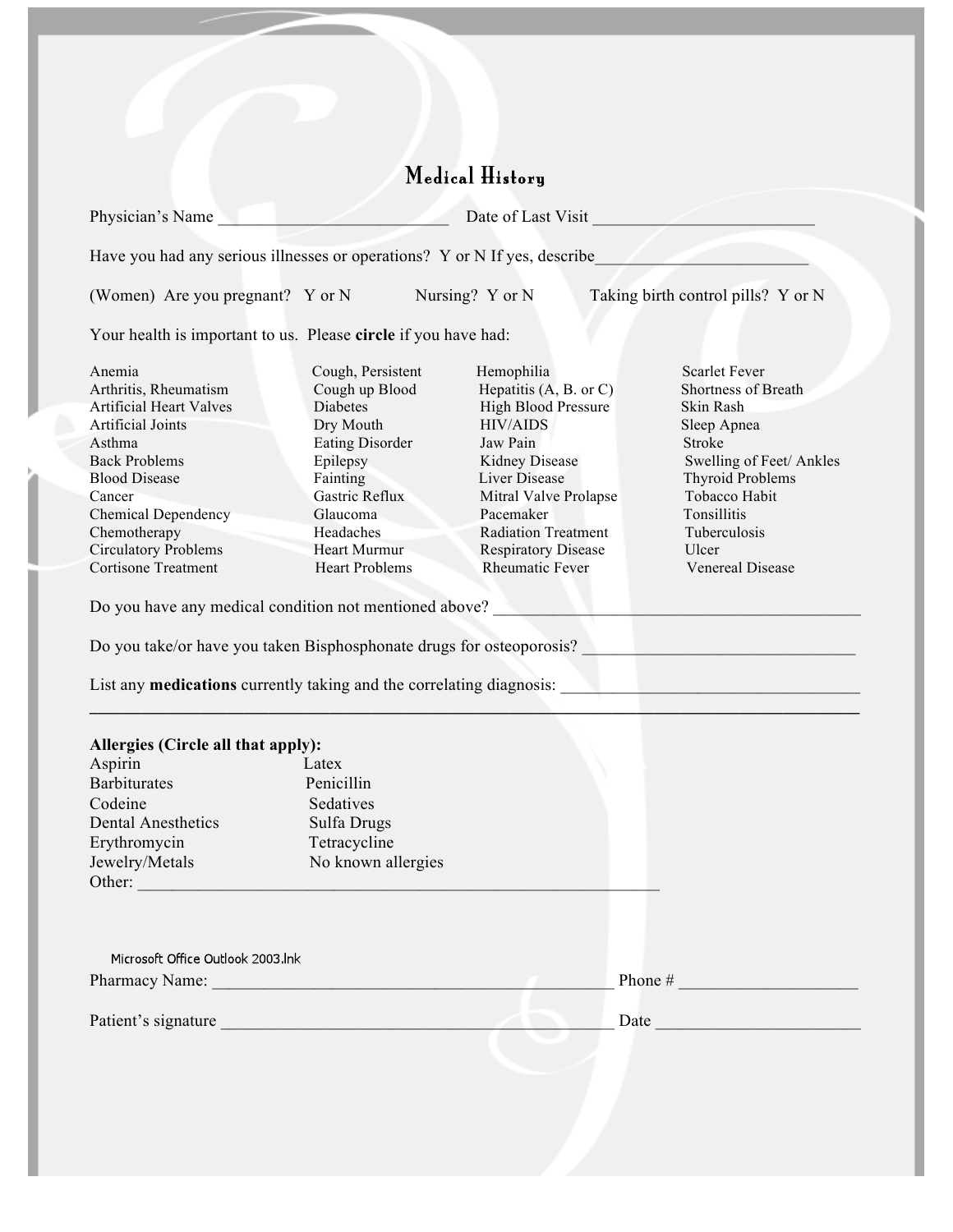# Medical History

Physician's Name ___________________________ Date of Last Visit _________________________

Have you had any serious illnesses or operations? Y or N If yes, describe_________________________

(Women) Are you pregnant? Y or N Nursing? Y or N Taking birth control pills? Y or N

Your health is important to us. Please **circle** if you have had:

| | | | |
|---|---|---|---|
| Anemia | Cough, Persistent | Hemophilia | Scarlet Fever |
| Arthritis, Rheumatism | Cough up Blood | Hepatitis (A, B. or C) | Shortness of Breath |
| Artificial Heart Valves | Diabetes | High Blood Pressure | Skin Rash |
| Artificial Joints | Dry Mouth | HIV/AIDS | Sleep Apnea |
| Asthma | Eating Disorder | Jaw Pain | Stroke |
| Back Problems | Epilepsy | Kidney Disease | Swelling of Feet/ Ankles |
| Blood Disease | Fainting | Liver Disease | Thyroid Problems |
| Cancer | Gastric Reflux | Mitral Valve Prolapse | Tobacco Habit |
| Chemical Dependency | Glaucoma | Pacemaker | Tonsillitis |
| Chemotherapy | Headaches | Radiation Treatment | Tuberculosis |
| Circulatory Problems | Heart Murmur | Respiratory Disease | Ulcer |
| Cortisone Treatment | Heart Problems | Rheumatic Fever | Venereal Disease |

Do you have any medical condition not mentioned above? ___________________________________________

Do you take/or have you taken Bisphosphonate drugs for osteoporosis? _______________________________

List any **medications** currently taking and the correlating diagnosis: __________________________________

___________________________________________________________________________________________

**Allergies (Circle all that apply):**

| | |
|---|---|
| Aspirin | Latex |
| Barbiturates | Penicillin |
| Codeine | Sedatives |
| Dental Anesthetics | Sulfa Drugs |
| Erythromycin | Tetracycline |
| Jewelry/Metals | No known allergies |

Other: ___________________________________________________________

Microsoft Office Outlook 2003.lnk

Pharmacy Name: _______________________________________________ Phone # ____________________

Patient's signature _____________________________________________ Date _______________________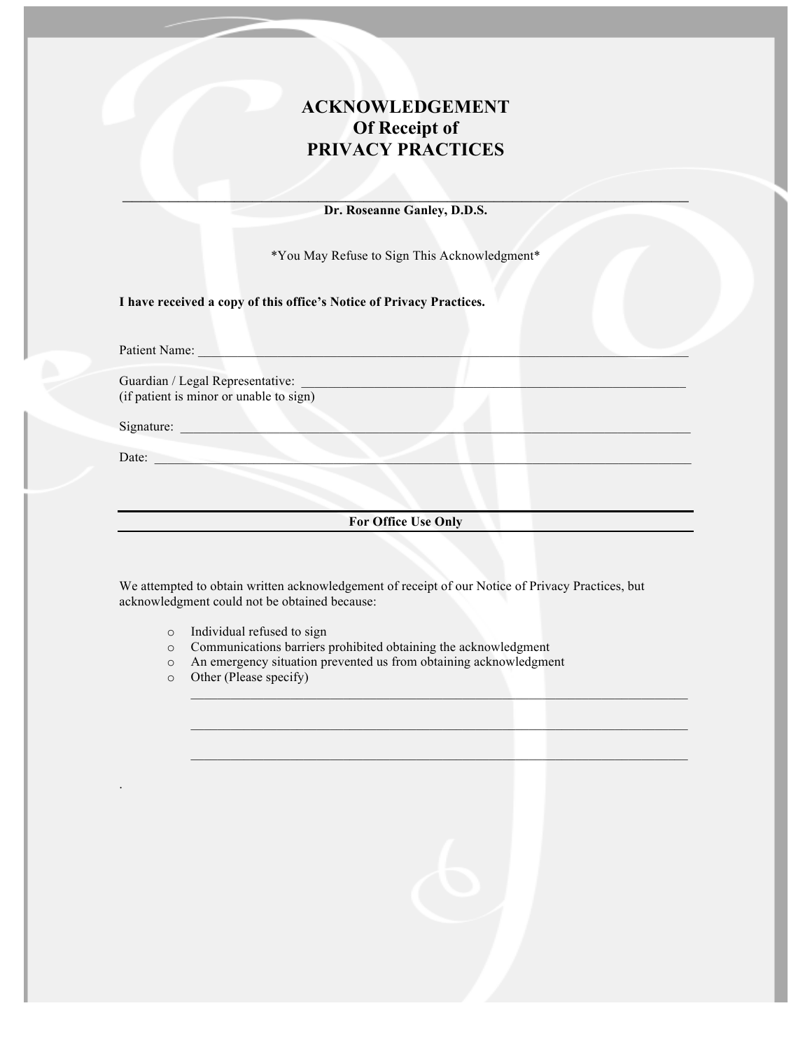# ACKNOWLEDGEMENT
# Of Receipt of
# PRIVACY PRACTICES

______________________________________________________________________

**Dr. Roseanne Ganley, D.D.S.**

*You May Refuse to Sign This Acknowledgment*

**I have received a copy of this office's Notice of Privacy Practices.**

Patient Name: ______________________________________________________________________

Guardian / Legal Representative: ______________________________________________________
(if patient is minor or unable to sign)

Signature: ________________________________________________________________________

Date: ____________________________________________________________________________

---

**For Office Use Only**

---

We attempted to obtain written acknowledgement of receipt of our Notice of Privacy Practices, but acknowledgment could not be obtained because:

- Individual refused to sign
- Communications barriers prohibited obtaining the acknowledgment
- An emergency situation prevented us from obtaining acknowledgment
- Other (Please specify)

  ______________________________________________________________________

  ______________________________________________________________________

  ______________________________________________________________________

.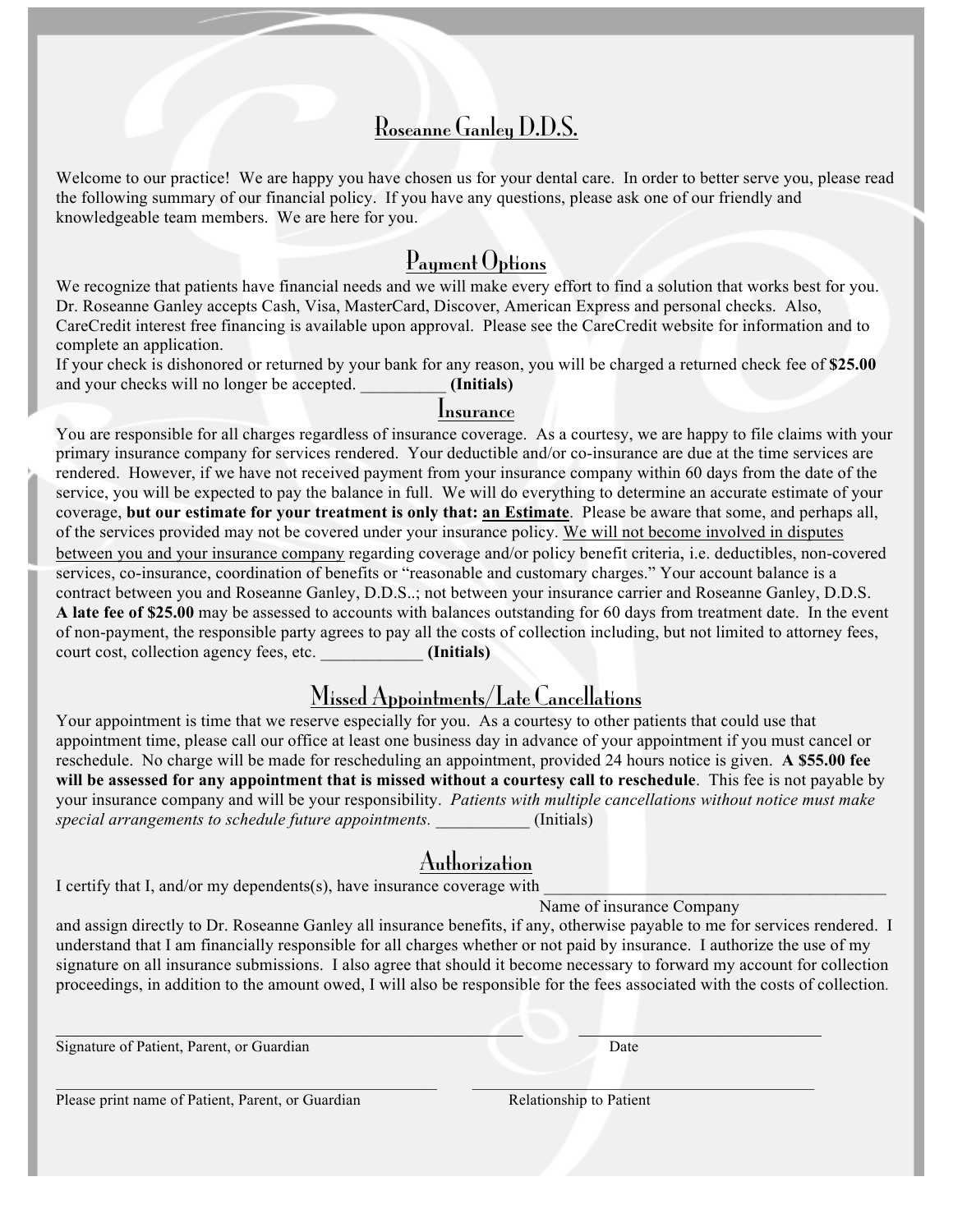# Roseanne Ganley D.D.S.

Welcome to our practice! We are happy you have chosen us for your dental care. In order to better serve you, please read the following summary of our financial policy. If you have any questions, please ask one of our friendly and knowledgeable team members. We are here for you.

## Payment Options

We recognize that patients have financial needs and we will make every effort to find a solution that works best for you. Dr. Roseanne Ganley accepts Cash, Visa, MasterCard, Discover, American Express and personal checks. Also, CareCredit interest free financing is available upon approval. Please see the CareCredit website for information and to complete an application.

If your check is dishonored or returned by your bank for any reason, you will be charged a returned check fee of **$25.00** and your checks will no longer be accepted. __________ **(Initials)**

## Insurance

You are responsible for all charges regardless of insurance coverage. As a courtesy, we are happy to file claims with your primary insurance company for services rendered. Your deductible and/or co-insurance are due at the time services are rendered. However, if we have not received payment from your insurance company within 60 days from the date of the service, you will be expected to pay the balance in full. We will do everything to determine an accurate estimate of your coverage, **but our estimate for your treatment is only that: an Estimate**. Please be aware that some, and perhaps all, of the services provided may not be covered under your insurance policy. We will not become involved in disputes between you and your insurance company regarding coverage and/or policy benefit criteria, i.e. deductibles, non-covered services, co-insurance, coordination of benefits or "reasonable and customary charges." Your account balance is a contract between you and Roseanne Ganley, D.D.S..; not between your insurance carrier and Roseanne Ganley, D.D.S. **A late fee of $25.00** may be assessed to accounts with balances outstanding for 60 days from treatment date. In the event of non-payment, the responsible party agrees to pay all the costs of collection including, but not limited to attorney fees, court cost, collection agency fees, etc. ___________ **(Initials)**

## Missed Appointments/Late Cancellations

Your appointment is time that we reserve especially for you. As a courtesy to other patients that could use that appointment time, please call our office at least one business day in advance of your appointment if you must cancel or reschedule. No charge will be made for rescheduling an appointment, provided 24 hours notice is given. **A $55.00 fee will be assessed for any appointment that is missed without a courtesy call to reschedule**. This fee is not payable by your insurance company and will be your responsibility. *Patients with multiple cancellations without notice must make special arrangements to schedule future appointments.* __________ (Initials)

## Authorization

I certify that I, and/or my dependents(s), have insurance coverage with ________________________________________
Name of insurance Company

and assign directly to Dr. Roseanne Ganley all insurance benefits, if any, otherwise payable to me for services rendered. I understand that I am financially responsible for all charges whether or not paid by insurance. I authorize the use of my signature on all insurance submissions. I also agree that should it become necessary to forward my account for collection proceedings, in addition to the amount owed, I will also be responsible for the fees associated with the costs of collection.

_______________________________________________________ ______________________________
Signature of Patient, Parent, or Guardian Date

_____________________________________________ ________________________________________
Please print name of Patient, Parent, or Guardian Relationship to Patient